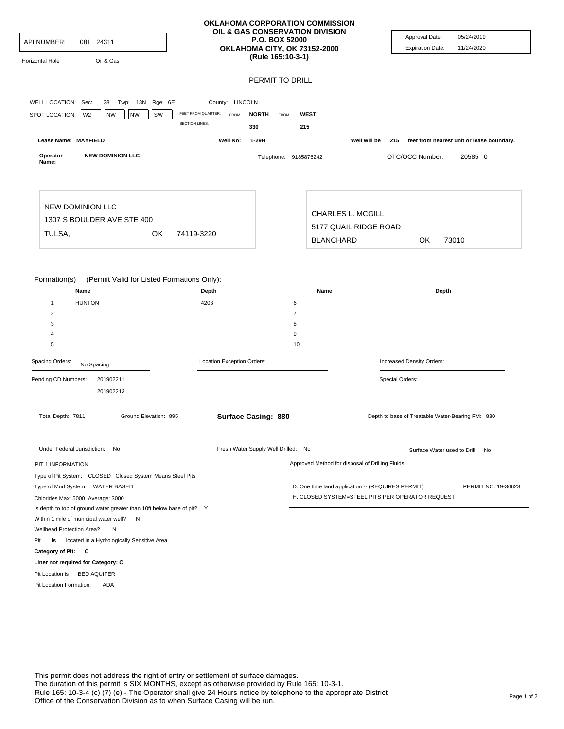API NUMBER: 081 24311

Horizontal Hole Oil & Gas

# OKLAHOMA CORPORATION COMMISSION
## OIL & GAS CONSERVATION DIVISION
**P.O. BOX 52000**
**OKLAHOMA CITY, OK 73152-2000**
**(Rule 165:10-3-1)**

Approval Date: 05/24/2019
Expiration Date: 11/24/2020

## PERMIT TO DRILL

WELL LOCATION: Sec: 28 Twp: 13N Rge: 6E County: LINCOLN

SPOT LOCATION: W2 NW NW SW

FEET FROM QUARTER: FROM **NORTH** FROM **WEST**

SECTION LINES: 330 215

**Lease Name: MAYFIELD** **Well No: 1-29H** **Well will be 215 feet from nearest unit or lease boundary.**

**Operator Name: NEW DOMINION LLC** Telephone: 9185876242 OTC/OCC Number: 20585 0

NEW DOMINION LLC
1307 S BOULDER AVE STE 400
TULSA, OK 74119-3220

CHARLES L. MCGILL
5177 QUAIL RIDGE ROAD
BLANCHARD OK 73010

Formation(s) (Permit Valid for Listed Formations Only):

| | Name | Depth | | Name | Depth |
|---|---|---|---|---|---|
| 1 | HUNTON | 4203 | 6 | | |
| 2 | | | 7 | | |
| 3 | | | 8 | | |
| 4 | | | 9 | | |
| 5 | | | 10 | | |

Spacing Orders: No Spacing

Location Exception Orders:

Increased Density Orders:

Pending CD Numbers: 201902211
201902213

Special Orders:

Total Depth: 7811 Ground Elevation: 895 **Surface Casing: 880** Depth to base of Treatable Water-Bearing FM: 830

Under Federal Jurisdiction: No Fresh Water Supply Well Drilled: No Surface Water used to Drill: No

PIT 1 INFORMATION

Type of Pit System: CLOSED Closed System Means Steel Pits
Type of Mud System: WATER BASED
Chlorides Max: 5000 Average: 3000
Is depth to top of ground water greater than 10ft below base of pit? Y
Within 1 mile of municipal water well? N
Wellhead Protection Area? N
Pit **is** located in a Hydrologically Sensitive Area.
**Category of Pit: C**
**Liner not required for Category: C**
Pit Location is BED AQUIFER
Pit Location Formation: ADA

Approved Method for disposal of Drilling Fluids:

D. One time land application -- (REQUIRES PERMIT) PERMIT NO: 19-36623
H. CLOSED SYSTEM=STEEL PITS PER OPERATOR REQUEST

This permit does not address the right of entry or settlement of surface damages.
The duration of this permit is SIX MONTHS, except as otherwise provided by Rule 165: 10-3-1.
Rule 165: 10-3-4 (c) (7) (e) - The Operator shall give 24 Hours notice by telephone to the appropriate District Office of the Conservation Division as to when Surface Casing will be run.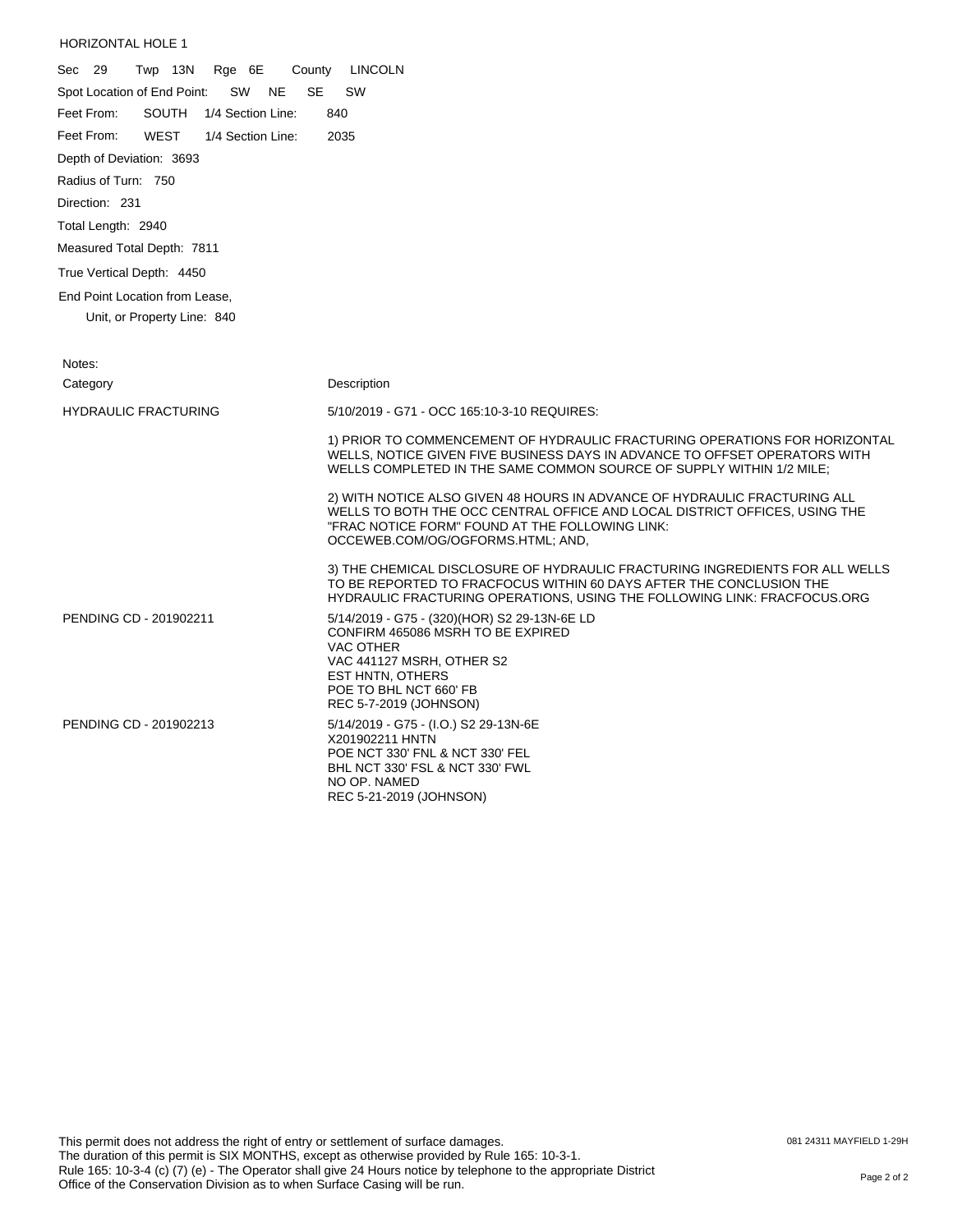HORIZONTAL HOLE 1

Sec 29 Twp 13N Rge 6E County LINCOLN

Spot Location of End Point: SW NE SE SW

Feet From: SOUTH 1/4 Section Line: 840

Feet From: WEST 1/4 Section Line: 2035

Depth of Deviation: 3693

Radius of Turn: 750

Direction: 231

Total Length: 2940

Measured Total Depth: 7811

True Vertical Depth: 4450

End Point Location from Lease, Unit, or Property Line: 840

Notes:

| Category | Description |
| --- | --- |
| HYDRAULIC FRACTURING | 5/10/2019 - G71 - OCC 165:10-3-10 REQUIRES:<br><br>1) PRIOR TO COMMENCEMENT OF HYDRAULIC FRACTURING OPERATIONS FOR HORIZONTAL WELLS, NOTICE GIVEN FIVE BUSINESS DAYS IN ADVANCE TO OFFSET OPERATORS WITH WELLS COMPLETED IN THE SAME COMMON SOURCE OF SUPPLY WITHIN 1/2 MILE;<br><br>2) WITH NOTICE ALSO GIVEN 48 HOURS IN ADVANCE OF HYDRAULIC FRACTURING ALL WELLS TO BOTH THE OCC CENTRAL OFFICE AND LOCAL DISTRICT OFFICES, USING THE "FRAC NOTICE FORM" FOUND AT THE FOLLOWING LINK: OCCEWEB.COM/OG/OGFORMS.HTML; AND,<br><br>3) THE CHEMICAL DISCLOSURE OF HYDRAULIC FRACTURING INGREDIENTS FOR ALL WELLS TO BE REPORTED TO FRACFOCUS WITHIN 60 DAYS AFTER THE CONCLUSION THE HYDRAULIC FRACTURING OPERATIONS, USING THE FOLLOWING LINK: FRACFOCUS.ORG |
| PENDING CD - 201902211 | 5/14/2019 - G75 - (320)(HOR) S2 29-13N-6E LD<br>CONFIRM 465086 MSRH TO BE EXPIRED<br>VAC OTHER<br>VAC 441127 MSRH, OTHER S2<br>EST HNTN, OTHERS<br>POE TO BHL NCT 660' FB<br>REC 5-7-2019 (JOHNSON) |
| PENDING CD - 201902213 | 5/14/2019 - G75 - (I.O.) S2 29-13N-6E<br>X201902211 HNTN<br>POE NCT 330' FNL & NCT 330' FEL<br>BHL NCT 330' FSL & NCT 330' FWL<br>NO OP. NAMED<br>REC 5-21-2019 (JOHNSON) |

This permit does not address the right of entry or settlement of surface damages.
The duration of this permit is SIX MONTHS, except as otherwise provided by Rule 165: 10-3-1.
Rule 165: 10-3-4 (c) (7) (e) - The Operator shall give 24 Hours notice by telephone to the appropriate District Office of the Conservation Division as to when Surface Casing will be run.

081 24311 MAYFIELD 1-29H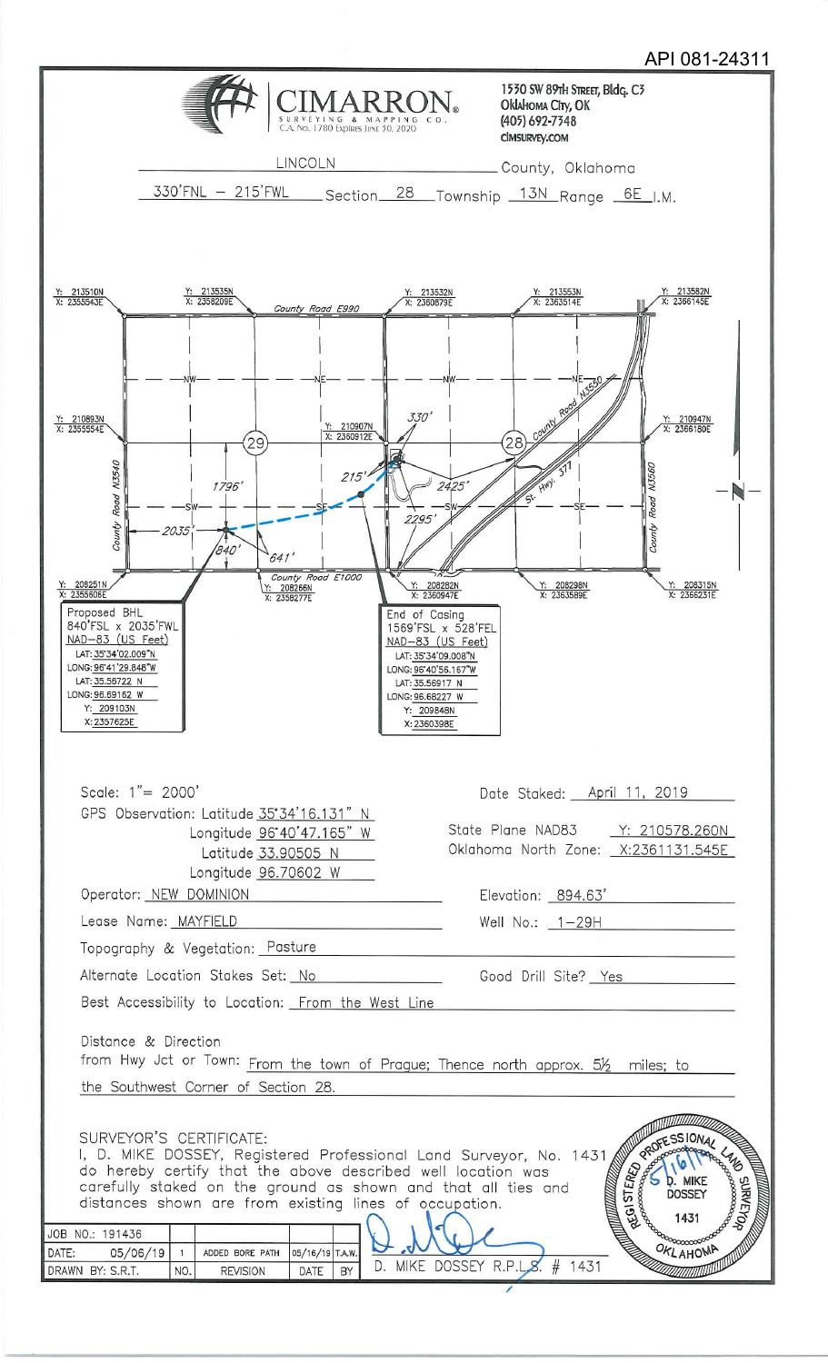API 081-24311

**CIMARRON** SURVEYING & MAPPING CO.
C.A. No. 1780 Expires June 30, 2020

1530 SW 89th Street, Bldg. C3
Oklahoma City, OK
(405) 692-7348
cimsurvey.com

LINCOLN County, Oklahoma

330'FNL - 215'FWL Section 28 Township 13N Range 6E I.M.

Y: 213510N
X: 2355543E

Y: 213535N
X: 2358209E

County Road E990

Y: 213532N
X: 2360879E

Y: 213553N
X: 2363514E

Y: 213582N
X: 2366145E

NW
NE
NW
NE

County Road N3530

Y: 210893N
X: 2355554E

Y: 210907N
X: 2360912E

330'

Y: 210947N
X: 2366180E

29
28

County Road N3540

1796'

215'

2425'

St. Hwy. 377

County Road N3560

SW
SE
SW
SE

2035'

2295'

840'

641'

County Road E1000

Y: 208251N
X: 2355606E

Y: 208266N
X: 2358277E

Y: 208282N
X: 2360947E

Y: 208298N
X: 2363589E

Y: 208315N
X: 2366231E

N

Proposed BHL
840'FSL x 2035'FWL
NAD-83 (US Feet)
LAT: 35°34'02.009"N
LONG: 96°41'29.848"W
LAT: 35.56722 N
LONG: 96.69162 W
Y: 209103N
X: 2357625E

End of Casing
1569'FSL x 528'FEL
NAD-83 (US Feet)
LAT: 35°34'09.008"N
LONG: 96°40'56.167"W
LAT: 35.56917 N
LONG: 96.68227 W
Y: 209848N
X: 2360398E

Scale: 1"= 2000'

Date Staked: April 11, 2019

GPS Observation: Latitude 35°34'16.131" N
Longitude 96°40'47.165" W
Latitude 33.90505 N
Longitude 96.70602 W

State Plane NAD83 Y: 210578.260N
Oklahoma North Zone: X:2361131.545E

Operator: NEW DOMINION

Elevation: 894.63'

Lease Name: MAYFIELD

Well No.: 1-29H

Topography & Vegetation: Pasture

Alternate Location Stakes Set: No

Good Drill Site? Yes

Best Accessibility to Location: From the West Line

Distance & Direction
from Hwy Jct or Town: From the town of Prague; Thence north approx. 5½ miles; to the Southwest Corner of Section 28.

SURVEYOR'S CERTIFICATE:
I, D. MIKE DOSSEY, Registered Professional Land Surveyor, No. 1431 do hereby certify that the above described well location was carefully staked on the ground as shown and that all ties and distances shown are from existing lines of occupation.

| | | | | | |
|---|---|---|---|---|---|
| JOB NO.: 191436 | | | | | |
| DATE: 05/06/19 | 1 | ADDED BORE PATH | 05/16/19 | T.A.W. | |
| DRAWN BY: S.R.T. | NO. | REVISION | DATE | BY | |

D. MIKE DOSSEY R.P.L.S. # 1431

REGISTERED PROFESSIONAL LAND SURVEYOR
5/16/19
D. MIKE DOSSEY
1431
OKLAHOMA